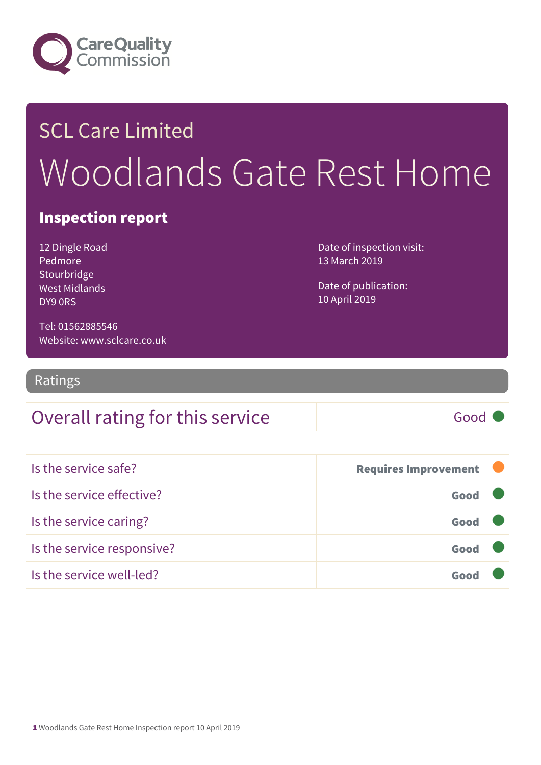Care Quality Commission

SCL Care Limited

# Woodlands Gate Rest Home

## Inspection report

12 Dingle Road
Pedmore
Stourbridge
West Midlands
DY9 0RS

Tel: 01562885546
Website: www.sclcare.co.uk

Date of inspection visit:
13 March 2019

Date of publication:
10 April 2019

## Ratings

| Overall rating for this service | Good |
|---|---|

| | |
|---|---|
| Is the service safe? | Requires Improvement |
| Is the service effective? | Good |
| Is the service caring? | Good |
| Is the service responsive? | Good |
| Is the service well-led? | Good |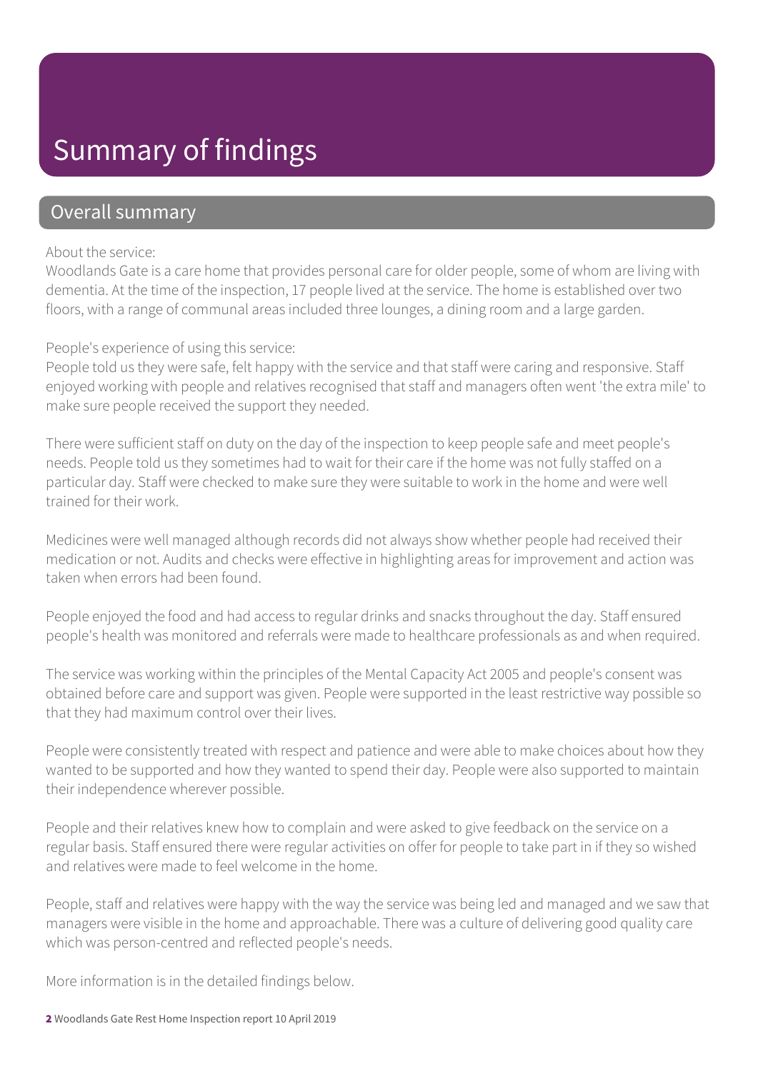# Summary of findings

## Overall summary

About the service:
Woodlands Gate is a care home that provides personal care for older people, some of whom are living with dementia. At the time of the inspection, 17 people lived at the service. The home is established over two floors, with a range of communal areas included three lounges, a dining room and a large garden.

People's experience of using this service:
People told us they were safe, felt happy with the service and that staff were caring and responsive. Staff enjoyed working with people and relatives recognised that staff and managers often went 'the extra mile' to make sure people received the support they needed.

There were sufficient staff on duty on the day of the inspection to keep people safe and meet people's needs. People told us they sometimes had to wait for their care if the home was not fully staffed on a particular day. Staff were checked to make sure they were suitable to work in the home and were well trained for their work.

Medicines were well managed although records did not always show whether people had received their medication or not. Audits and checks were effective in highlighting areas for improvement and action was taken when errors had been found.

People enjoyed the food and had access to regular drinks and snacks throughout the day. Staff ensured people's health was monitored and referrals were made to healthcare professionals as and when required.

The service was working within the principles of the Mental Capacity Act 2005 and people's consent was obtained before care and support was given. People were supported in the least restrictive way possible so that they had maximum control over their lives.

People were consistently treated with respect and patience and were able to make choices about how they wanted to be supported and how they wanted to spend their day. People were also supported to maintain their independence wherever possible.

People and their relatives knew how to complain and were asked to give feedback on the service on a regular basis. Staff ensured there were regular activities on offer for people to take part in if they so wished and relatives were made to feel welcome in the home.

People, staff and relatives were happy with the way the service was being led and managed and we saw that managers were visible in the home and approachable. There was a culture of delivering good quality care which was person-centred and reflected people's needs.

More information is in the detailed findings below.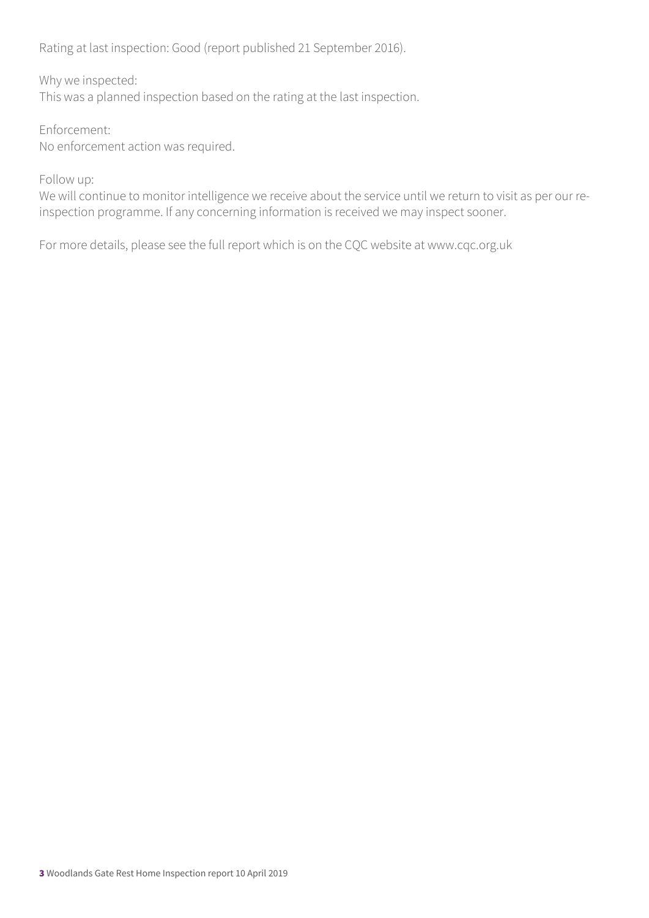Rating at last inspection: Good (report published 21 September 2016).

Why we inspected:
This was a planned inspection based on the rating at the last inspection.

Enforcement:
No enforcement action was required.

Follow up:
We will continue to monitor intelligence we receive about the service until we return to visit as per our re-inspection programme. If any concerning information is received we may inspect sooner.

For more details, please see the full report which is on the CQC website at www.cqc.org.uk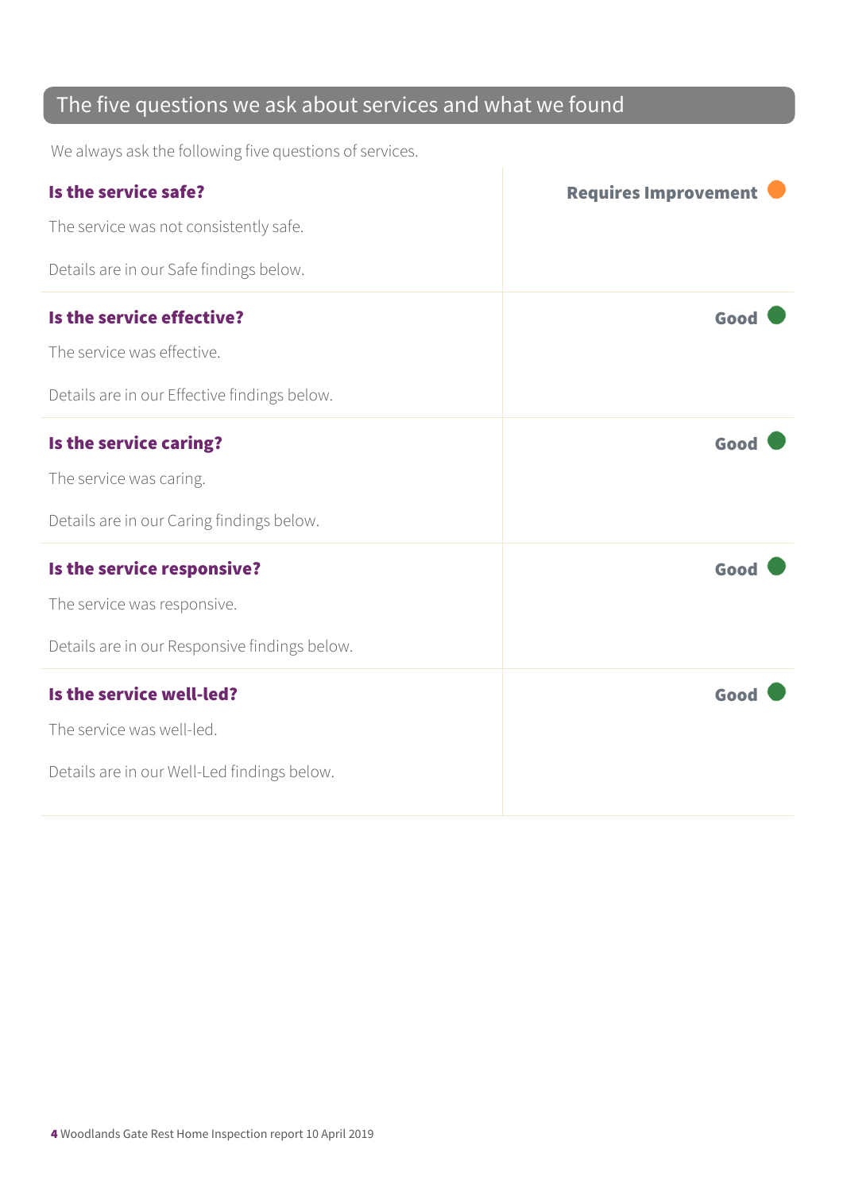## The five questions we ask about services and what we found

We always ask the following five questions of services.

**Is the service safe?** — **Requires Improvement**

The service was not consistently safe.

Details are in our Safe findings below.

**Is the service effective?** — **Good**

The service was effective.

Details are in our Effective findings below.

**Is the service caring?** — **Good**

The service was caring.

Details are in our Caring findings below.

**Is the service responsive?** — **Good**

The service was responsive.

Details are in our Responsive findings below.

**Is the service well-led?** — **Good**

The service was well-led.

Details are in our Well-Led findings below.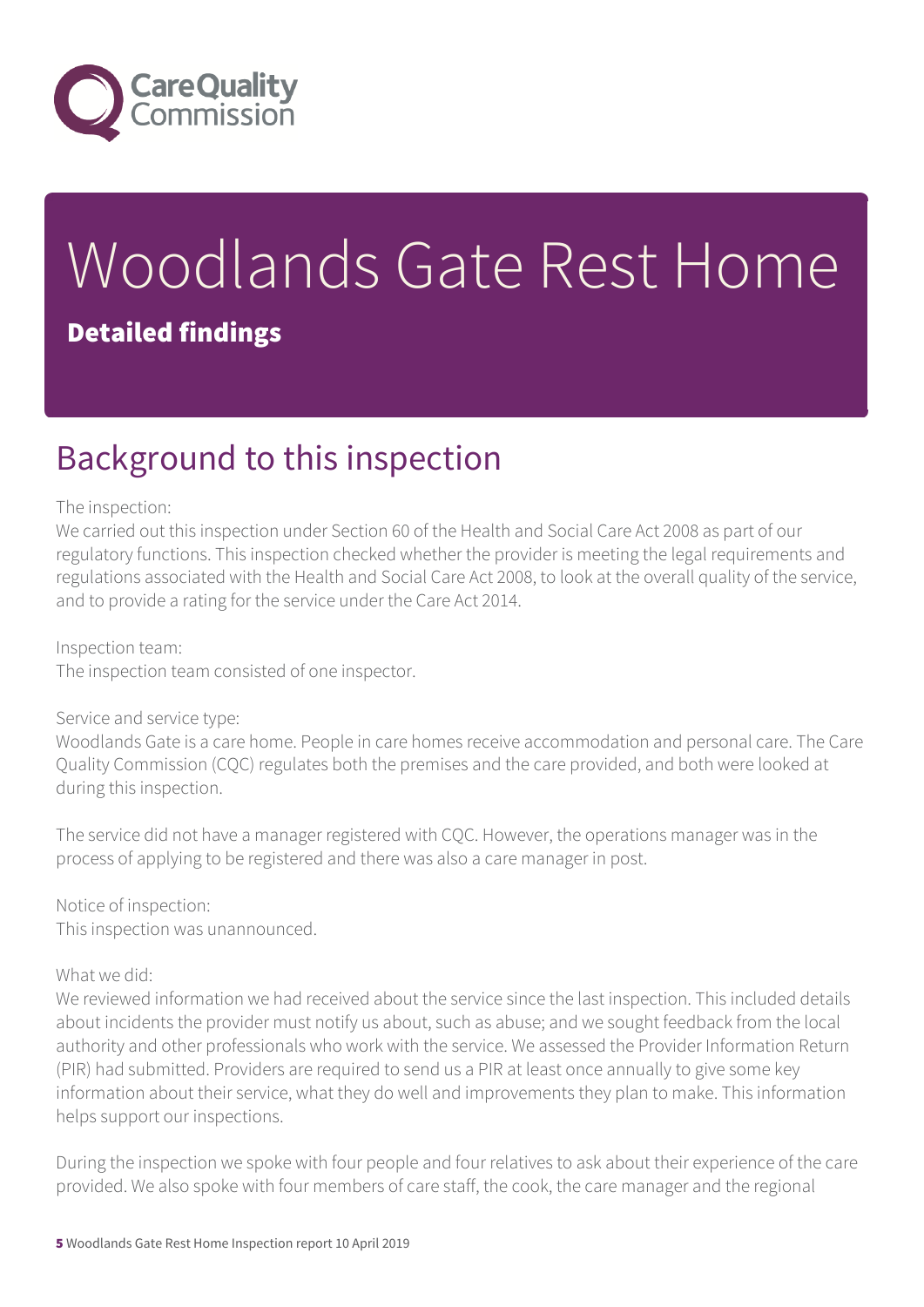# Woodlands Gate Rest Home

## Detailed findings

## Background to this inspection

The inspection:
We carried out this inspection under Section 60 of the Health and Social Care Act 2008 as part of our regulatory functions. This inspection checked whether the provider is meeting the legal requirements and regulations associated with the Health and Social Care Act 2008, to look at the overall quality of the service, and to provide a rating for the service under the Care Act 2014.

Inspection team:
The inspection team consisted of one inspector.

Service and service type:
Woodlands Gate is a care home. People in care homes receive accommodation and personal care. The Care Quality Commission (CQC) regulates both the premises and the care provided, and both were looked at during this inspection.

The service did not have a manager registered with CQC. However, the operations manager was in the process of applying to be registered and there was also a care manager in post.

Notice of inspection:
This inspection was unannounced.

What we did:
We reviewed information we had received about the service since the last inspection. This included details about incidents the provider must notify us about, such as abuse; and we sought feedback from the local authority and other professionals who work with the service. We assessed the Provider Information Return (PIR) had submitted. Providers are required to send us a PIR at least once annually to give some key information about their service, what they do well and improvements they plan to make. This information helps support our inspections.

During the inspection we spoke with four people and four relatives to ask about their experience of the care provided. We also spoke with four members of care staff, the cook, the care manager and the regional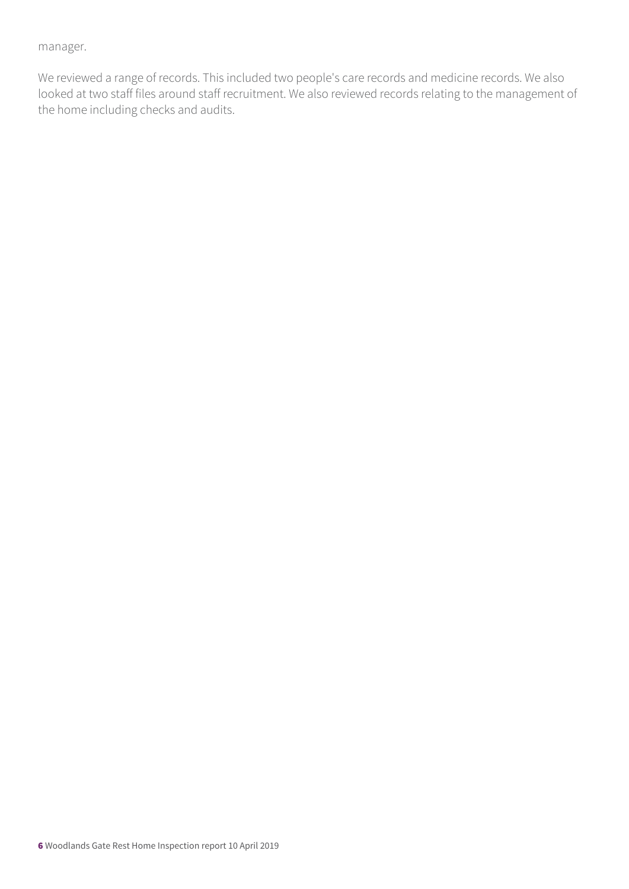manager.

We reviewed a range of records. This included two people's care records and medicine records. We also looked at two staff files around staff recruitment. We also reviewed records relating to the management of the home including checks and audits.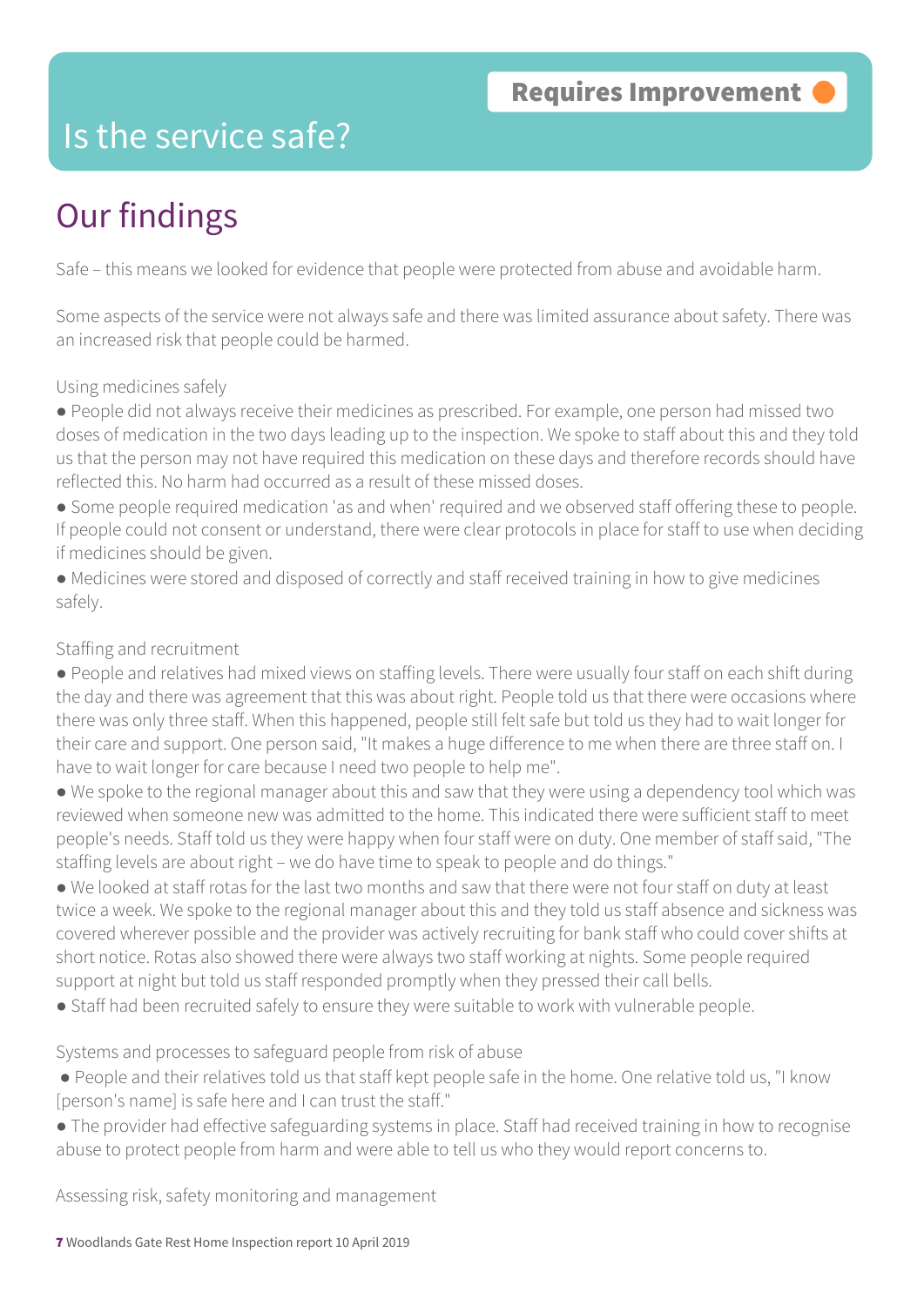# Is the service safe?

**Requires Improvement**

## Our findings

Safe – this means we looked for evidence that people were protected from abuse and avoidable harm.

Some aspects of the service were not always safe and there was limited assurance about safety. There was an increased risk that people could be harmed.

Using medicines safely

- People did not always receive their medicines as prescribed. For example, one person had missed two doses of medication in the two days leading up to the inspection. We spoke to staff about this and they told us that the person may not have required this medication on these days and therefore records should have reflected this. No harm had occurred as a result of these missed doses.
- Some people required medication 'as and when' required and we observed staff offering these to people. If people could not consent or understand, there were clear protocols in place for staff to use when deciding if medicines should be given.
- Medicines were stored and disposed of correctly and staff received training in how to give medicines safely.

Staffing and recruitment

- People and relatives had mixed views on staffing levels. There were usually four staff on each shift during the day and there was agreement that this was about right. People told us that there were occasions where there was only three staff. When this happened, people still felt safe but told us they had to wait longer for their care and support. One person said, "It makes a huge difference to me when there are three staff on. I have to wait longer for care because I need two people to help me".
- We spoke to the regional manager about this and saw that they were using a dependency tool which was reviewed when someone new was admitted to the home. This indicated there were sufficient staff to meet people's needs. Staff told us they were happy when four staff were on duty. One member of staff said, "The staffing levels are about right – we do have time to speak to people and do things."
- We looked at staff rotas for the last two months and saw that there were not four staff on duty at least twice a week. We spoke to the regional manager about this and they told us staff absence and sickness was covered wherever possible and the provider was actively recruiting for bank staff who could cover shifts at short notice. Rotas also showed there were always two staff working at nights. Some people required support at night but told us staff responded promptly when they pressed their call bells.
- Staff had been recruited safely to ensure they were suitable to work with vulnerable people.

Systems and processes to safeguard people from risk of abuse

- People and their relatives told us that staff kept people safe in the home. One relative told us, "I know [person's name] is safe here and I can trust the staff."
- The provider had effective safeguarding systems in place. Staff had received training in how to recognise abuse to protect people from harm and were able to tell us who they would report concerns to.

Assessing risk, safety monitoring and management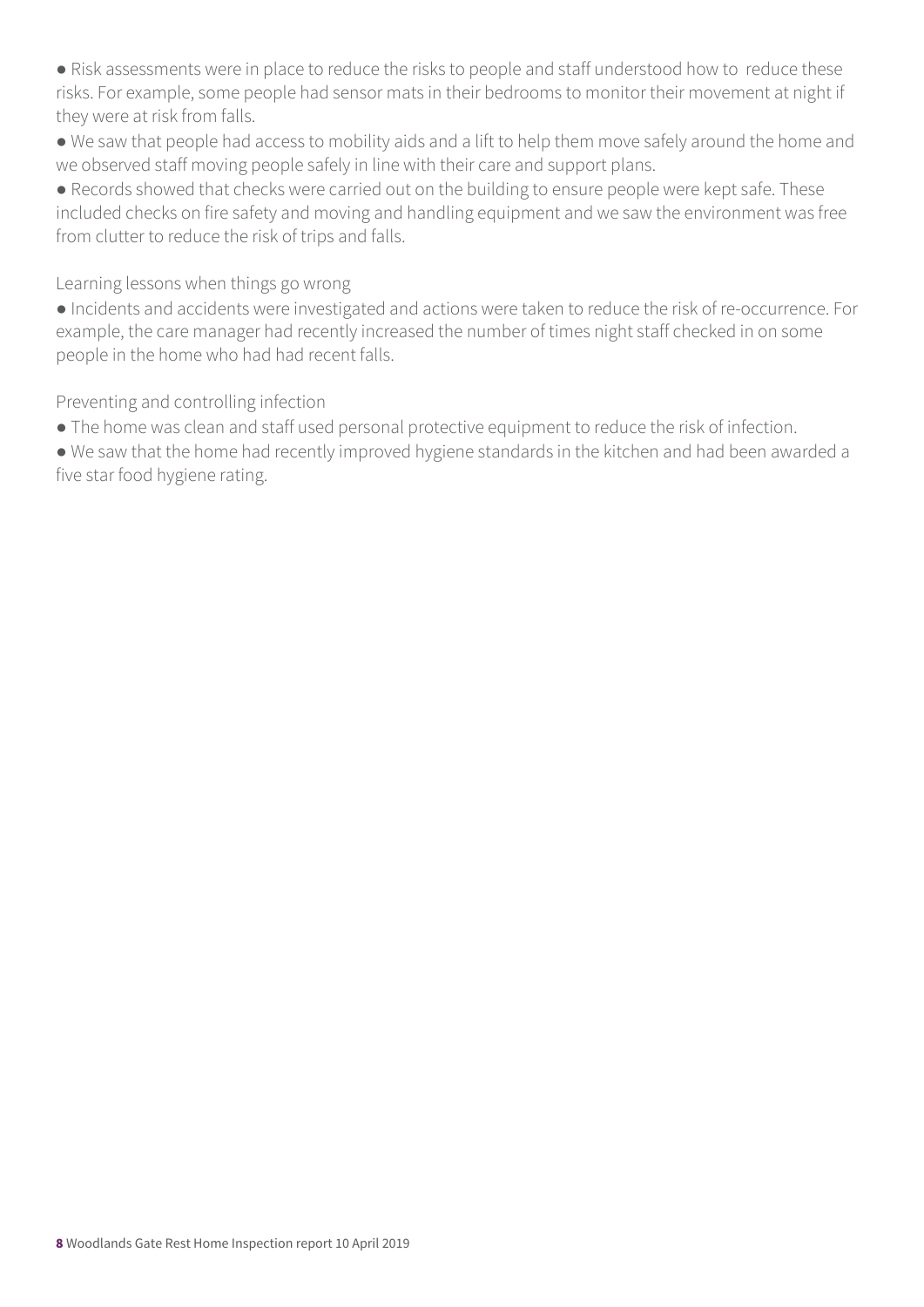- Risk assessments were in place to reduce the risks to people and staff understood how to reduce these risks. For example, some people had sensor mats in their bedrooms to monitor their movement at night if they were at risk from falls.
- We saw that people had access to mobility aids and a lift to help them move safely around the home and we observed staff moving people safely in line with their care and support plans.
- Records showed that checks were carried out on the building to ensure people were kept safe. These included checks on fire safety and moving and handling equipment and we saw the environment was free from clutter to reduce the risk of trips and falls.

Learning lessons when things go wrong

- Incidents and accidents were investigated and actions were taken to reduce the risk of re-occurrence. For example, the care manager had recently increased the number of times night staff checked in on some people in the home who had had recent falls.

Preventing and controlling infection

- The home was clean and staff used personal protective equipment to reduce the risk of infection.
- We saw that the home had recently improved hygiene standards in the kitchen and had been awarded a five star food hygiene rating.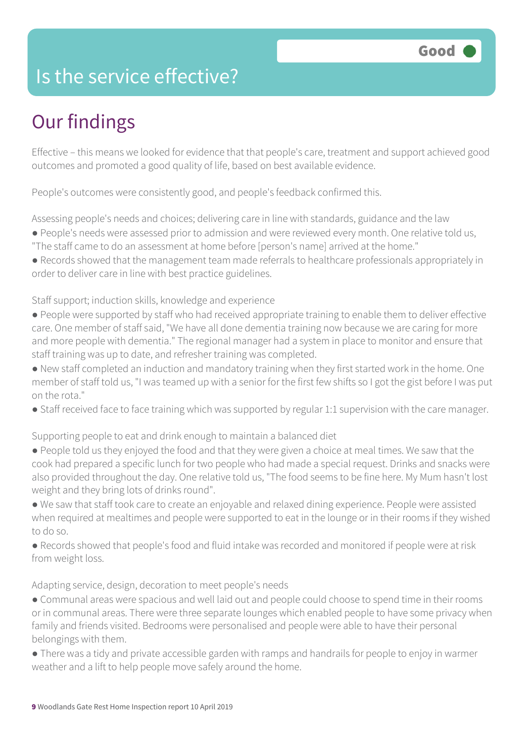Good

# Is the service effective?

## Our findings

Effective – this means we looked for evidence that that people's care, treatment and support achieved good outcomes and promoted a good quality of life, based on best available evidence.

People's outcomes were consistently good, and people's feedback confirmed this.

Assessing people's needs and choices; delivering care in line with standards, guidance and the law

- People's needs were assessed prior to admission and were reviewed every month. One relative told us, "The staff came to do an assessment at home before [person's name] arrived at the home."
- Records showed that the management team made referrals to healthcare professionals appropriately in order to deliver care in line with best practice guidelines.

Staff support; induction skills, knowledge and experience

- People were supported by staff who had received appropriate training to enable them to deliver effective care. One member of staff said, "We have all done dementia training now because we are caring for more and more people with dementia." The regional manager had a system in place to monitor and ensure that staff training was up to date, and refresher training was completed.
- New staff completed an induction and mandatory training when they first started work in the home. One member of staff told us, "I was teamed up with a senior for the first few shifts so I got the gist before I was put on the rota."
- Staff received face to face training which was supported by regular 1:1 supervision with the care manager.

Supporting people to eat and drink enough to maintain a balanced diet

- People told us they enjoyed the food and that they were given a choice at meal times. We saw that the cook had prepared a specific lunch for two people who had made a special request. Drinks and snacks were also provided throughout the day. One relative told us, "The food seems to be fine here. My Mum hasn't lost weight and they bring lots of drinks round".
- We saw that staff took care to create an enjoyable and relaxed dining experience. People were assisted when required at mealtimes and people were supported to eat in the lounge or in their rooms if they wished to do so.
- Records showed that people's food and fluid intake was recorded and monitored if people were at risk from weight loss.

Adapting service, design, decoration to meet people's needs

- Communal areas were spacious and well laid out and people could choose to spend time in their rooms or in communal areas. There were three separate lounges which enabled people to have some privacy when family and friends visited. Bedrooms were personalised and people were able to have their personal belongings with them.
- There was a tidy and private accessible garden with ramps and handrails for people to enjoy in warmer weather and a lift to help people move safely around the home.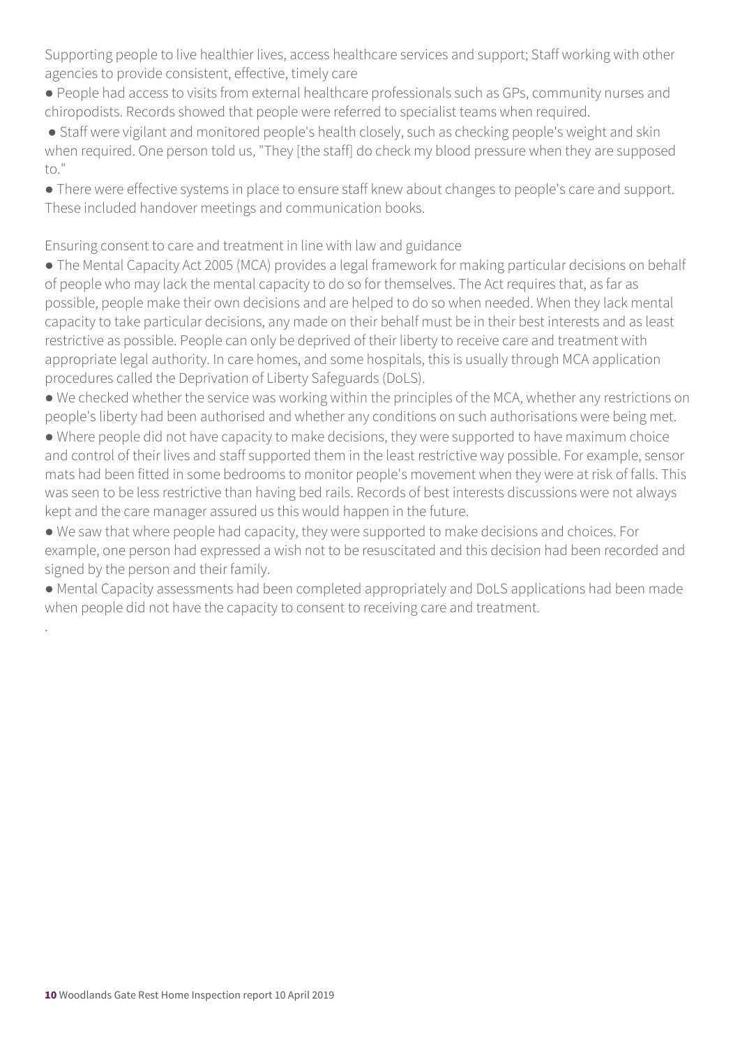Supporting people to live healthier lives, access healthcare services and support; Staff working with other agencies to provide consistent, effective, timely care

- People had access to visits from external healthcare professionals such as GPs, community nurses and chiropodists. Records showed that people were referred to specialist teams when required.
- Staff were vigilant and monitored people's health closely, such as checking people's weight and skin when required. One person told us, "They [the staff] do check my blood pressure when they are supposed to."
- There were effective systems in place to ensure staff knew about changes to people's care and support. These included handover meetings and communication books.

Ensuring consent to care and treatment in line with law and guidance

- The Mental Capacity Act 2005 (MCA) provides a legal framework for making particular decisions on behalf of people who may lack the mental capacity to do so for themselves. The Act requires that, as far as possible, people make their own decisions and are helped to do so when needed. When they lack mental capacity to take particular decisions, any made on their behalf must be in their best interests and as least restrictive as possible. People can only be deprived of their liberty to receive care and treatment with appropriate legal authority. In care homes, and some hospitals, this is usually through MCA application procedures called the Deprivation of Liberty Safeguards (DoLS).
- We checked whether the service was working within the principles of the MCA, whether any restrictions on people's liberty had been authorised and whether any conditions on such authorisations were being met.
- Where people did not have capacity to make decisions, they were supported to have maximum choice and control of their lives and staff supported them in the least restrictive way possible. For example, sensor mats had been fitted in some bedrooms to monitor people's movement when they were at risk of falls. This was seen to be less restrictive than having bed rails. Records of best interests discussions were not always kept and the care manager assured us this would happen in the future.
- We saw that where people had capacity, they were supported to make decisions and choices. For example, one person had expressed a wish not to be resuscitated and this decision had been recorded and signed by the person and their family.
- Mental Capacity assessments had been completed appropriately and DoLS applications had been made when people did not have the capacity to consent to receiving care and treatment.

.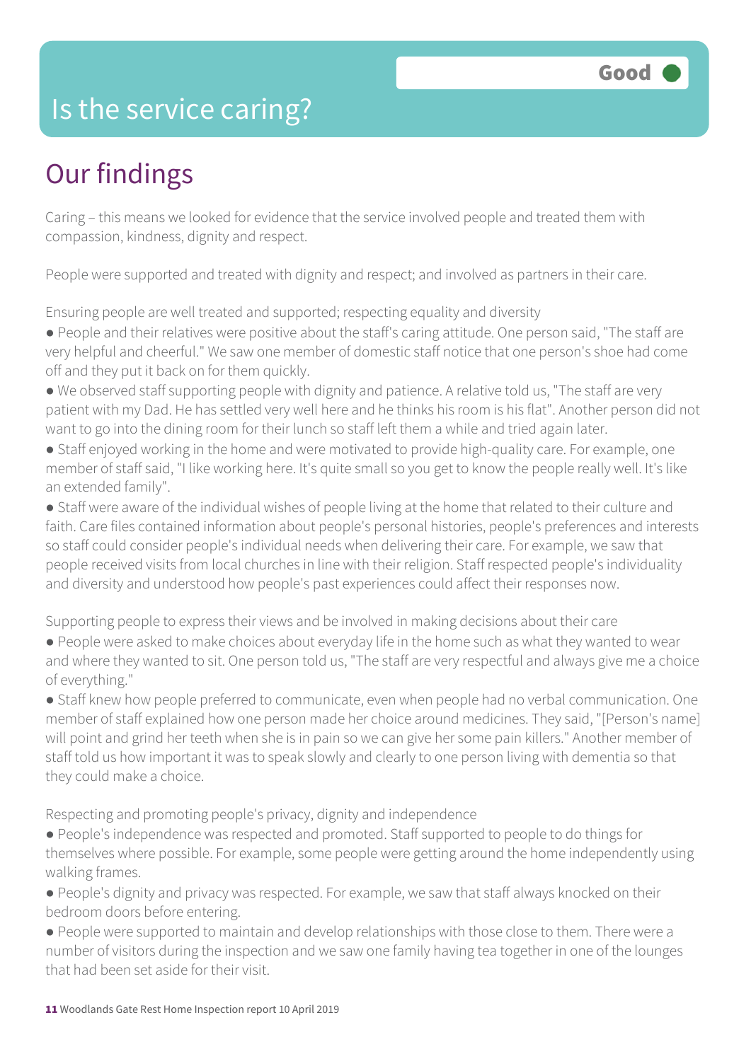# Is the service caring?

Good

## Our findings

Caring – this means we looked for evidence that the service involved people and treated them with compassion, kindness, dignity and respect.

People were supported and treated with dignity and respect; and involved as partners in their care.

Ensuring people are well treated and supported; respecting equality and diversity

- People and their relatives were positive about the staff's caring attitude. One person said, "The staff are very helpful and cheerful." We saw one member of domestic staff notice that one person's shoe had come off and they put it back on for them quickly.
- We observed staff supporting people with dignity and patience. A relative told us, "The staff are very patient with my Dad. He has settled very well here and he thinks his room is his flat". Another person did not want to go into the dining room for their lunch so staff left them a while and tried again later.
- Staff enjoyed working in the home and were motivated to provide high-quality care. For example, one member of staff said, "I like working here. It's quite small so you get to know the people really well. It's like an extended family".
- Staff were aware of the individual wishes of people living at the home that related to their culture and faith. Care files contained information about people's personal histories, people's preferences and interests so staff could consider people's individual needs when delivering their care. For example, we saw that people received visits from local churches in line with their religion. Staff respected people's individuality and diversity and understood how people's past experiences could affect their responses now.

Supporting people to express their views and be involved in making decisions about their care

- People were asked to make choices about everyday life in the home such as what they wanted to wear and where they wanted to sit. One person told us, "The staff are very respectful and always give me a choice of everything."
- Staff knew how people preferred to communicate, even when people had no verbal communication. One member of staff explained how one person made her choice around medicines. They said, "[Person's name] will point and grind her teeth when she is in pain so we can give her some pain killers." Another member of staff told us how important it was to speak slowly and clearly to one person living with dementia so that they could make a choice.

Respecting and promoting people's privacy, dignity and independence

- People's independence was respected and promoted. Staff supported to people to do things for themselves where possible. For example, some people were getting around the home independently using walking frames.
- People's dignity and privacy was respected. For example, we saw that staff always knocked on their bedroom doors before entering.
- People were supported to maintain and develop relationships with those close to them. There were a number of visitors during the inspection and we saw one family having tea together in one of the lounges that had been set aside for their visit.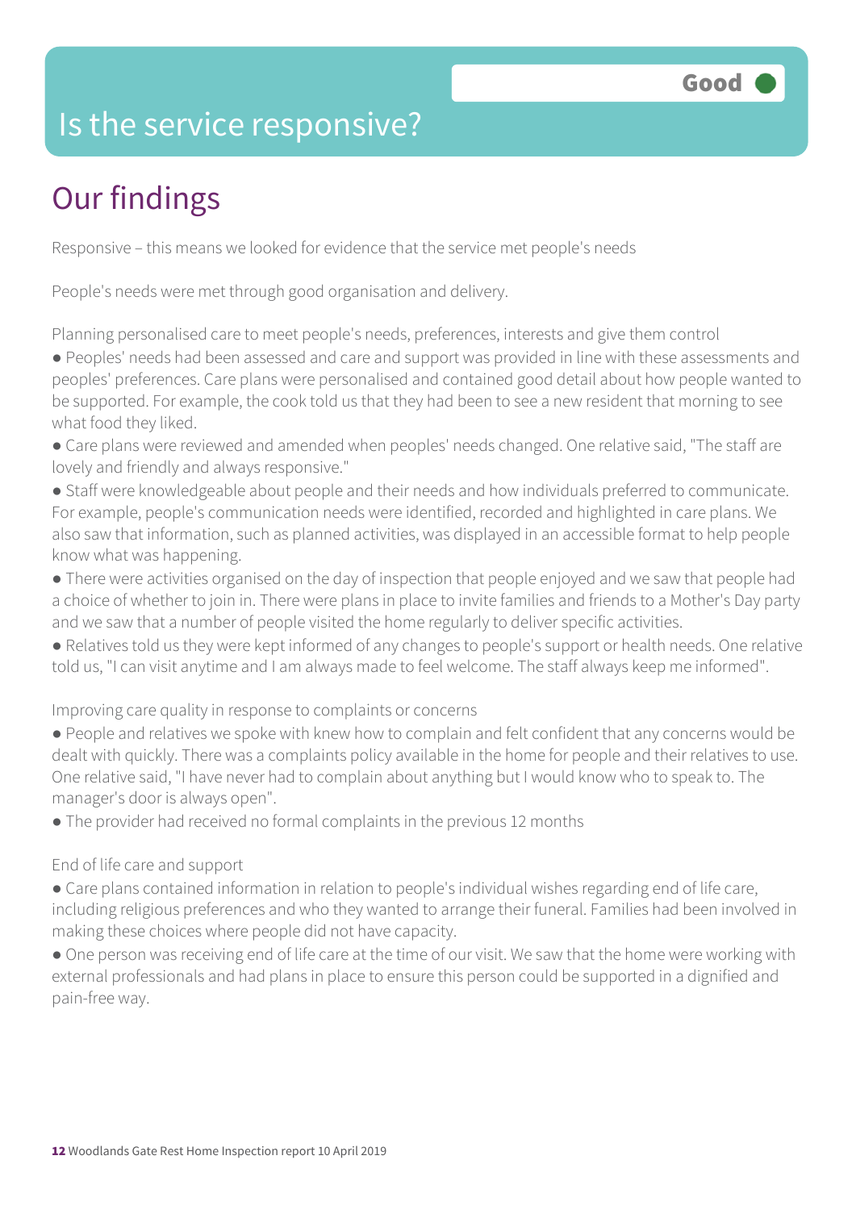# Is the service responsive?

**Good**

## Our findings

Responsive – this means we looked for evidence that the service met people's needs

People's needs were met through good organisation and delivery.

Planning personalised care to meet people's needs, preferences, interests and give them control

- Peoples' needs had been assessed and care and support was provided in line with these assessments and peoples' preferences. Care plans were personalised and contained good detail about how people wanted to be supported. For example, the cook told us that they had been to see a new resident that morning to see what food they liked.
- Care plans were reviewed and amended when peoples' needs changed. One relative said, "The staff are lovely and friendly and always responsive."
- Staff were knowledgeable about people and their needs and how individuals preferred to communicate. For example, people's communication needs were identified, recorded and highlighted in care plans. We also saw that information, such as planned activities, was displayed in an accessible format to help people know what was happening.
- There were activities organised on the day of inspection that people enjoyed and we saw that people had a choice of whether to join in. There were plans in place to invite families and friends to a Mother's Day party and we saw that a number of people visited the home regularly to deliver specific activities.
- Relatives told us they were kept informed of any changes to people's support or health needs. One relative told us, "I can visit anytime and I am always made to feel welcome. The staff always keep me informed".

Improving care quality in response to complaints or concerns

- People and relatives we spoke with knew how to complain and felt confident that any concerns would be dealt with quickly. There was a complaints policy available in the home for people and their relatives to use. One relative said, "I have never had to complain about anything but I would know who to speak to. The manager's door is always open".
- The provider had received no formal complaints in the previous 12 months

End of life care and support

- Care plans contained information in relation to people's individual wishes regarding end of life care, including religious preferences and who they wanted to arrange their funeral. Families had been involved in making these choices where people did not have capacity.
- One person was receiving end of life care at the time of our visit. We saw that the home were working with external professionals and had plans in place to ensure this person could be supported in a dignified and pain-free way.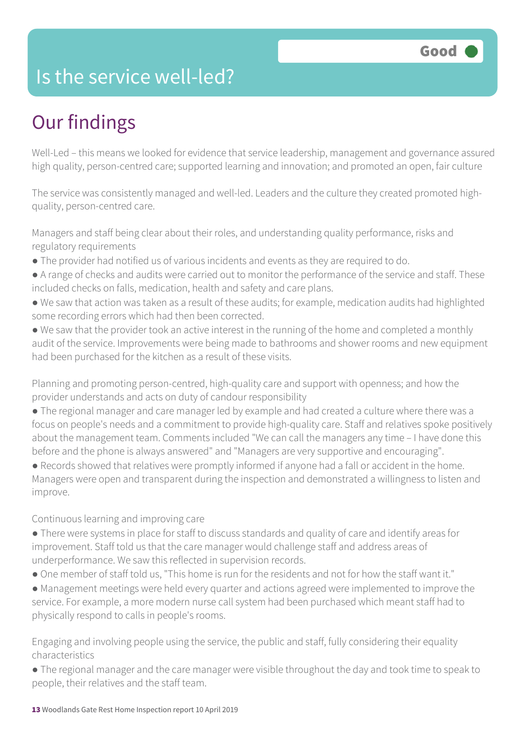Good

# Is the service well-led?

## Our findings

Well-Led – this means we looked for evidence that service leadership, management and governance assured high quality, person-centred care; supported learning and innovation; and promoted an open, fair culture

The service was consistently managed and well-led. Leaders and the culture they created promoted high-quality, person-centred care.

Managers and staff being clear about their roles, and understanding quality performance, risks and regulatory requirements

- The provider had notified us of various incidents and events as they are required to do.
- A range of checks and audits were carried out to monitor the performance of the service and staff. These included checks on falls, medication, health and safety and care plans.
- We saw that action was taken as a result of these audits; for example, medication audits had highlighted some recording errors which had then been corrected.
- We saw that the provider took an active interest in the running of the home and completed a monthly audit of the service. Improvements were being made to bathrooms and shower rooms and new equipment had been purchased for the kitchen as a result of these visits.

Planning and promoting person-centred, high-quality care and support with openness; and how the provider understands and acts on duty of candour responsibility

- The regional manager and care manager led by example and had created a culture where there was a focus on people's needs and a commitment to provide high-quality care. Staff and relatives spoke positively about the management team. Comments included "We can call the managers any time – I have done this before and the phone is always answered" and "Managers are very supportive and encouraging".
- Records showed that relatives were promptly informed if anyone had a fall or accident in the home. Managers were open and transparent during the inspection and demonstrated a willingness to listen and improve.

Continuous learning and improving care

- There were systems in place for staff to discuss standards and quality of care and identify areas for improvement. Staff told us that the care manager would challenge staff and address areas of underperformance. We saw this reflected in supervision records.
- One member of staff told us, "This home is run for the residents and not for how the staff want it."
- Management meetings were held every quarter and actions agreed were implemented to improve the service. For example, a more modern nurse call system had been purchased which meant staff had to physically respond to calls in people's rooms.

Engaging and involving people using the service, the public and staff, fully considering their equality characteristics

- The regional manager and the care manager were visible throughout the day and took time to speak to people, their relatives and the staff team.